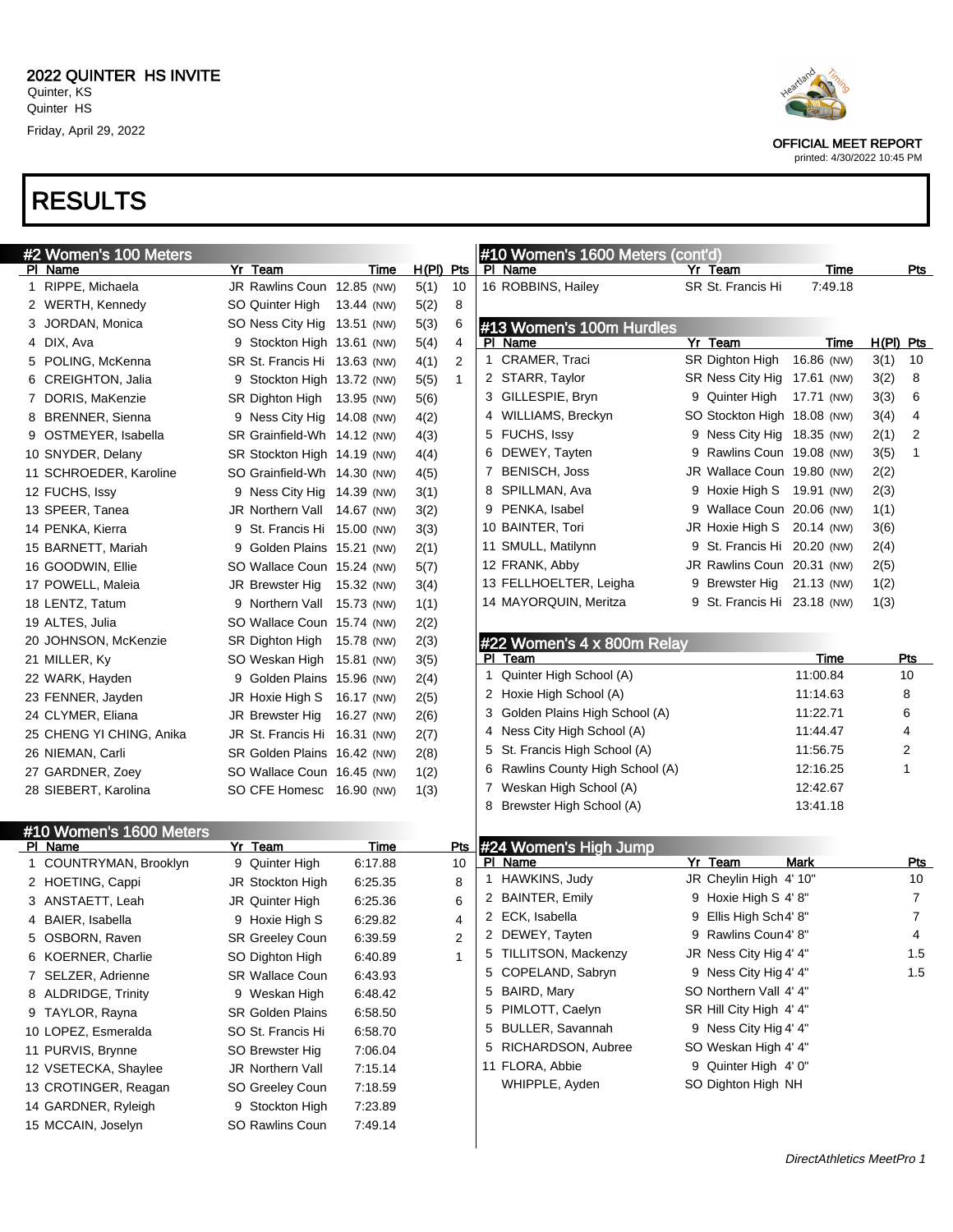# 2022 QUINTER HS INVITE

Quinter, KS
Quinter HS
Friday, April 29, 2022

OFFICIAL MEET REPORT
printed: 4/30/2022 10:45 PM

# RESULTS

## #2 Women's 100 Meters

| Pl | Name | Yr | Team | Time | H(Pl) | Pts |
|---|---|---|---|---|---|---|
| 1 | RIPPE, Michaela | JR | Rawlins Coun | 12.85 (NW) | 5(1) | 10 |
| 2 | WERTH, Kennedy | SO | Quinter High | 13.44 (NW) | 5(2) | 8 |
| 3 | JORDAN, Monica | SO | Ness City Hig | 13.51 (NW) | 5(3) | 6 |
| 4 | DIX, Ava | 9 | Stockton High | 13.61 (NW) | 5(4) | 4 |
| 5 | POLING, McKenna | SR | St. Francis Hi | 13.63 (NW) | 4(1) | 2 |
| 6 | CREIGHTON, Jalia | 9 | Stockton High | 13.72 (NW) | 5(5) | 1 |
| 7 | DORIS, MaKenzie | SR | Dighton High | 13.95 (NW) | 5(6) | |
| 8 | BRENNER, Sienna | 9 | Ness City Hig | 14.08 (NW) | 4(2) | |
| 9 | OSTMEYER, Isabella | SR | Grainfield-Wh | 14.12 (NW) | 4(3) | |
| 10 | SNYDER, Delany | SR | Stockton High | 14.19 (NW) | 4(4) | |
| 11 | SCHROEDER, Karoline | SO | Grainfield-Wh | 14.30 (NW) | 4(5) | |
| 12 | FUCHS, Issy | 9 | Ness City Hig | 14.39 (NW) | 3(1) | |
| 13 | SPEER, Tanea | JR | Northern Vall | 14.67 (NW) | 3(2) | |
| 14 | PENKA, Kierra | 9 | St. Francis Hi | 15.00 (NW) | 3(3) | |
| 15 | BARNETT, Mariah | 9 | Golden Plains | 15.21 (NW) | 2(1) | |
| 16 | GOODWIN, Ellie | SO | Wallace Coun | 15.24 (NW) | 5(7) | |
| 17 | POWELL, Maleia | JR | Brewster Hig | 15.32 (NW) | 3(4) | |
| 18 | LENTZ, Tatum | 9 | Northern Vall | 15.73 (NW) | 1(1) | |
| 19 | ALTES, Julia | SO | Wallace Coun | 15.74 (NW) | 2(2) | |
| 20 | JOHNSON, McKenzie | SR | Dighton High | 15.78 (NW) | 2(3) | |
| 21 | MILLER, Ky | SO | Weskan High | 15.81 (NW) | 3(5) | |
| 22 | WARK, Hayden | 9 | Golden Plains | 15.96 (NW) | 2(4) | |
| 23 | FENNER, Jayden | JR | Hoxie High S | 16.17 (NW) | 2(5) | |
| 24 | CLYMER, Eliana | JR | Brewster Hig | 16.27 (NW) | 2(6) | |
| 25 | CHENG YI CHING, Anika | JR | St. Francis Hi | 16.31 (NW) | 2(7) | |
| 26 | NIEMAN, Carli | SR | Golden Plains | 16.42 (NW) | 2(8) | |
| 27 | GARDNER, Zoey | SO | Wallace Coun | 16.45 (NW) | 1(2) | |
| 28 | SIEBERT, Karolina | SO | CFE Homesc | 16.90 (NW) | 1(3) | |

## #10 Women's 1600 Meters

| Pl | Name | Yr | Team | Time | Pts |
|---|---|---|---|---|---|
| 1 | COUNTRYMAN, Brooklyn | 9 | Quinter High | 6:17.88 | 10 |
| 2 | HOETING, Cappi | JR | Stockton High | 6:25.35 | 8 |
| 3 | ANSTAETT, Leah | JR | Quinter High | 6:25.36 | 6 |
| 4 | BAIER, Isabella | 9 | Hoxie High S | 6:29.82 | 4 |
| 5 | OSBORN, Raven | SR | Greeley Coun | 6:39.59 | 2 |
| 6 | KOERNER, Charlie | SO | Dighton High | 6:40.89 | 1 |
| 7 | SELZER, Adrienne | SR | Wallace Coun | 6:43.93 | |
| 8 | ALDRIDGE, Trinity | 9 | Weskan High | 6:48.42 | |
| 9 | TAYLOR, Rayna | SR | Golden Plains | 6:58.50 | |
| 10 | LOPEZ, Esmeralda | SO | St. Francis Hi | 6:58.70 | |
| 11 | PURVIS, Brynne | SO | Brewster Hig | 7:06.04 | |
| 12 | VSETECKA, Shaylee | JR | Northern Vall | 7:15.14 | |
| 13 | CROTINGER, Reagan | SO | Greeley Coun | 7:18.59 | |
| 14 | GARDNER, Ryleigh | 9 | Stockton High | 7:23.89 | |
| 15 | MCCAIN, Joselyn | SO | Rawlins Coun | 7:49.14 | |
| 16 | ROBBINS, Hailey | SR | St. Francis Hi | 7:49.18 | |

## #13 Women's 100m Hurdles

| Pl | Name | Yr | Team | Time | H(Pl) | Pts |
|---|---|---|---|---|---|---|
| 1 | CRAMER, Traci | SR | Dighton High | 16.86 (NW) | 3(1) | 10 |
| 2 | STARR, Taylor | SR | Ness City Hig | 17.61 (NW) | 3(2) | 8 |
| 3 | GILLESPIE, Bryn | 9 | Quinter High | 17.71 (NW) | 3(3) | 6 |
| 4 | WILLIAMS, Breckyn | SO | Stockton High | 18.08 (NW) | 3(4) | 4 |
| 5 | FUCHS, Issy | 9 | Ness City Hig | 18.35 (NW) | 2(1) | 2 |
| 6 | DEWEY, Tayten | 9 | Rawlins Coun | 19.08 (NW) | 3(5) | 1 |
| 7 | BENISCH, Joss | JR | Wallace Coun | 19.80 (NW) | 2(2) | |
| 8 | SPILLMAN, Ava | 9 | Hoxie High S | 19.91 (NW) | 2(3) | |
| 9 | PENKA, Isabel | 9 | Wallace Coun | 20.06 (NW) | 1(1) | |
| 10 | BAINTER, Tori | JR | Hoxie High S | 20.14 (NW) | 3(6) | |
| 11 | SMULL, Matilynn | 9 | St. Francis Hi | 20.20 (NW) | 2(4) | |
| 12 | FRANK, Abby | JR | Rawlins Coun | 20.31 (NW) | 2(5) | |
| 13 | FELLHOELTER, Leigha | 9 | Brewster Hig | 21.13 (NW) | 1(2) | |
| 14 | MAYORQUIN, Meritza | 9 | St. Francis Hi | 23.18 (NW) | 1(3) | |

## #22 Women's 4 x 800m Relay

| Pl | Team | Time | Pts |
|---|---|---|---|
| 1 | Quinter High School (A) | 11:00.84 | 10 |
| 2 | Hoxie High School (A) | 11:14.63 | 8 |
| 3 | Golden Plains High School (A) | 11:22.71 | 6 |
| 4 | Ness City High School (A) | 11:44.47 | 4 |
| 5 | St. Francis High School (A) | 11:56.75 | 2 |
| 6 | Rawlins County High School (A) | 12:16.25 | 1 |
| 7 | Weskan High School (A) | 12:42.67 | |
| 8 | Brewster High School (A) | 13:41.18 | |

## #24 Women's High Jump

| Pl | Name | Yr | Team | Mark | Pts |
|---|---|---|---|---|---|
| 1 | HAWKINS, Judy | JR | Cheylin High | 4' 10" | 10 |
| 2 | BAINTER, Emily | 9 | Hoxie High S | 4' 8" | 7 |
| 2 | ECK, Isabella | 9 | Ellis High Sch | 4' 8" | 7 |
| 2 | DEWEY, Tayten | 9 | Rawlins Coun | 4' 8" | 4 |
| 5 | TILLITSON, Mackenzy | JR | Ness City Hig | 4' 4" | 1.5 |
| 5 | COPELAND, Sabryn | 9 | Ness City Hig | 4' 4" | 1.5 |
| 5 | BAIRD, Mary | SO | Northern Vall | 4' 4" | |
| 5 | PIMLOTT, Caelyn | SR | Hill City High | 4' 4" | |
| 5 | BULLER, Savannah | 9 | Ness City Hig | 4' 4" | |
| 5 | RICHARDSON, Aubree | SO | Weskan High | 4' 4" | |
| 11 | FLORA, Abbie | 9 | Quinter High | 4' 0" | |
| | WHIPPLE, Ayden | SO | Dighton High | NH | |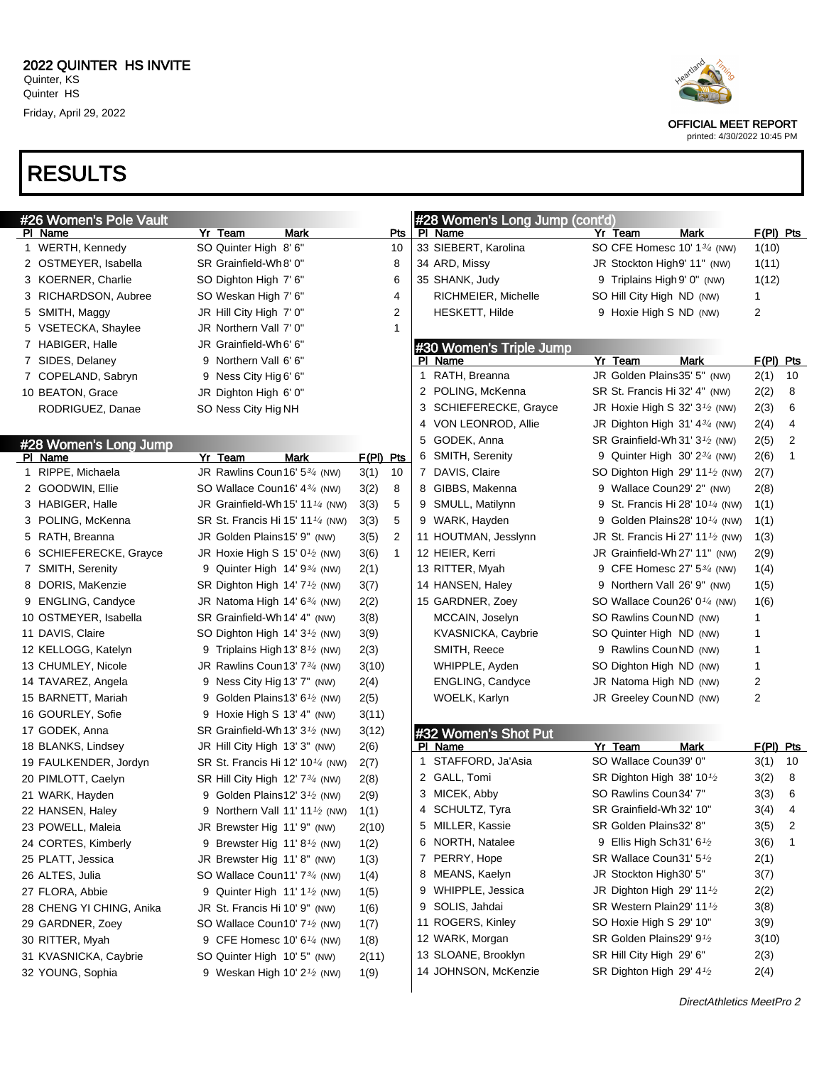# 2022 QUINTER HS INVITE

Quinter, KS
Quinter HS
Friday, April 29, 2022

OFFICIAL MEET REPORT
printed: 4/30/2022 10:45 PM

# RESULTS

## #26 Women's Pole Vault

| Pl | Name | Yr | Team | Mark | Pts |
|---|---|---|---|---|---|
| 1 | WERTH, Kennedy | SO | Quinter High | 8' 6" | 10 |
| 2 | OSTMEYER, Isabella | SR | Grainfield-Wh | 8' 0" | 8 |
| 3 | KOERNER, Charlie | SO | Dighton High | 7' 6" | 6 |
| 3 | RICHARDSON, Aubree | SO | Weskan High | 7' 6" | 4 |
| 5 | SMITH, Maggy | JR | Hill City High | 7' 0" | 2 |
| 5 | VSETECKA, Shaylee | JR | Northern Vall | 7' 0" | 1 |
| 7 | HABIGER, Halle | JR | Grainfield-Wh | 6' 6" | |
| 7 | SIDES, Delaney | 9 | Northern Vall | 6' 6" | |
| 7 | COPELAND, Sabryn | 9 | Ness City Hig | 6' 6" | |
| 10 | BEATON, Grace | JR | Dighton High | 6' 0" | |
| | RODRIGUEZ, Danae | SO | Ness City Hig | NH | |

## #28 Women's Long Jump

| Pl | Name | Yr | Team | Mark | F(Pl) | Pts |
|---|---|---|---|---|---|---|
| 1 | RIPPE, Michaela | JR | Rawlins Coun | 16' 5¾ (NW) | 3(1) | 10 |
| 2 | GOODWIN, Ellie | SO | Wallace Coun | 16' 4¾ (NW) | 3(2) | 8 |
| 3 | HABIGER, Halle | JR | Grainfield-Wh | 15' 11¼ (NW) | 3(3) | 5 |
| 3 | POLING, McKenna | SR | St. Francis Hi | 15' 11¼ (NW) | 3(3) | 5 |
| 5 | RATH, Breanna | JR | Golden Plains | 15' 9" (NW) | 3(5) | 2 |
| 6 | SCHIEFERECKE, Grayce | JR | Hoxie High S | 15' 0½ (NW) | 3(6) | 1 |
| 7 | SMITH, Serenity | 9 | Quinter High | 14' 9¾ (NW) | 2(1) | |
| 8 | DORIS, MaKenzie | SR | Dighton High | 14' 7½ (NW) | 3(7) | |
| 9 | ENGLING, Candyce | JR | Natoma High | 14' 6¾ (NW) | 2(2) | |
| 10 | OSTMEYER, Isabella | SR | Grainfield-Wh | 14' 4" (NW) | 3(8) | |
| 11 | DAVIS, Claire | SO | Dighton High | 14' 3½ (NW) | 3(9) | |
| 12 | KELLOGG, Katelyn | 9 | Triplains High | 13' 8½ (NW) | 2(3) | |
| 13 | CHUMLEY, Nicole | JR | Rawlins Coun | 13' 7¾ (NW) | 3(10) | |
| 14 | TAVAREZ, Angela | 9 | Ness City Hig | 13' 7" (NW) | 2(4) | |
| 15 | BARNETT, Mariah | 9 | Golden Plains | 13' 6½ (NW) | 2(5) | |
| 16 | GOURLEY, Sofie | 9 | Hoxie High S | 13' 4" (NW) | 3(11) | |
| 17 | GODEK, Anna | SR | Grainfield-Wh | 13' 3½ (NW) | 3(12) | |
| 18 | BLANKS, Lindsey | JR | Hill City High | 13' 3" (NW) | 2(6) | |
| 19 | FAULKENDER, Jordyn | SR | St. Francis Hi | 12' 10¼ (NW) | 2(7) | |
| 20 | PIMLOTT, Caelyn | SR | Hill City High | 12' 7¾ (NW) | 2(8) | |
| 21 | WARK, Hayden | 9 | Golden Plains | 12' 3½ (NW) | 2(9) | |
| 22 | HANSEN, Haley | 9 | Northern Vall | 11' 11½ (NW) | 1(1) | |
| 23 | POWELL, Maleia | JR | Brewster Hig | 11' 9" (NW) | 2(10) | |
| 24 | CORTES, Kimberly | 9 | Brewster Hig | 11' 8½ (NW) | 1(2) | |
| 25 | PLATT, Jessica | JR | Brewster Hig | 11' 8" (NW) | 1(3) | |
| 26 | ALTES, Julia | SO | Wallace Coun | 11' 7¾ (NW) | 1(4) | |
| 27 | FLORA, Abbie | 9 | Quinter High | 11' 1½ (NW) | 1(5) | |
| 28 | CHENG YI CHING, Anika | JR | St. Francis Hi | 10' 9" (NW) | 1(6) | |
| 29 | GARDNER, Zoey | SO | Wallace Coun | 10' 7½ (NW) | 1(7) | |
| 30 | RITTER, Myah | 9 | CFE Homesc | 10' 6¼ (NW) | 1(8) | |
| 31 | KVASNICKA, Caybrie | SO | Quinter High | 10' 5" (NW) | 2(11) | |
| 32 | YOUNG, Sophia | 9 | Weskan High | 10' 2½ (NW) | 1(9) | |
| 33 | SIEBERT, Karolina | SO | CFE Homesc | 10' 1¾ (NW) | 1(10) | |
| 34 | ARD, Missy | JR | Stockton High | 9' 11" (NW) | 1(11) | |
| 35 | SHANK, Judy | 9 | Triplains High | 9' 0" (NW) | 1(12) | |
| | RICHMEIER, Michelle | SO | Hill City High | ND (NW) | 1 | |
| | HESKETT, Hilde | 9 | Hoxie High S | ND (NW) | 2 | |

## #30 Women's Triple Jump

| Pl | Name | Yr | Team | Mark | F(Pl) | Pts |
|---|---|---|---|---|---|---|
| 1 | RATH, Breanna | JR | Golden Plains | 35' 5" (NW) | 2(1) | 10 |
| 2 | POLING, McKenna | SR | St. Francis Hi | 32' 4" (NW) | 2(2) | 8 |
| 3 | SCHIEFERECKE, Grayce | JR | Hoxie High S | 32' 3½ (NW) | 2(3) | 6 |
| 4 | VON LEONROD, Allie | JR | Dighton High | 31' 4¾ (NW) | 2(4) | 4 |
| 5 | GODEK, Anna | SR | Grainfield-Wh | 31' 3½ (NW) | 2(5) | 2 |
| 6 | SMITH, Serenity | 9 | Quinter High | 30' 2¾ (NW) | 2(6) | 1 |
| 7 | DAVIS, Claire | SO | Dighton High | 29' 11½ (NW) | 2(7) | |
| 8 | GIBBS, Makenna | 9 | Wallace Coun | 29' 2" (NW) | 2(8) | |
| 9 | SMULL, Matilynn | 9 | St. Francis Hi | 28' 10¼ (NW) | 1(1) | |
| 9 | WARK, Hayden | 9 | Golden Plains | 28' 10¼ (NW) | 1(1) | |
| 11 | HOUTMAN, Jesslynn | JR | St. Francis Hi | 27' 11½ (NW) | 1(3) | |
| 12 | HEIER, Kerri | JR | Grainfield-Wh | 27' 11" (NW) | 2(9) | |
| 13 | RITTER, Myah | 9 | CFE Homesc | 27' 5¾ (NW) | 1(4) | |
| 14 | HANSEN, Haley | 9 | Northern Vall | 26' 9" (NW) | 1(5) | |
| 15 | GARDNER, Zoey | SO | Wallace Coun | 26' 0¼ (NW) | 1(6) | |
| | MCCAIN, Joselyn | SO | Rawlins Coun | ND (NW) | 1 | |
| | KVASNICKA, Caybrie | SO | Quinter High | ND (NW) | 1 | |
| | SMITH, Reece | 9 | Rawlins Coun | ND (NW) | 1 | |
| | WHIPPLE, Ayden | SO | Dighton High | ND (NW) | 1 | |
| | ENGLING, Candyce | JR | Natoma High | ND (NW) | 2 | |
| | WOELK, Karlyn | JR | Greeley Coun | ND (NW) | 2 | |

## #32 Women's Shot Put

| Pl | Name | Yr | Team | Mark | F(Pl) | Pts |
|---|---|---|---|---|---|---|
| 1 | STAFFORD, Ja'Asia | SO | Wallace Coun | 39' 0" | 3(1) | 10 |
| 2 | GALL, Tomi | SR | Dighton High | 38' 10½ | 3(2) | 8 |
| 3 | MICEK, Abby | SO | Rawlins Coun | 34' 7" | 3(3) | 6 |
| 4 | SCHULTZ, Tyra | SR | Grainfield-Wh | 32' 10" | 3(4) | 4 |
| 5 | MILLER, Kassie | SR | Golden Plains | 32' 8" | 3(5) | 2 |
| 6 | NORTH, Natalee | 9 | Ellis High Sch | 31' 6½ | 3(6) | 1 |
| 7 | PERRY, Hope | SR | Wallace Coun | 31' 5½ | 2(1) | |
| 8 | MEANS, Kaelyn | JR | Stockton High | 30' 5" | 3(7) | |
| 9 | WHIPPLE, Jessica | JR | Dighton High | 29' 11½ | 2(2) | |
| 9 | SOLIS, Jahdai | SR | Western Plain | 29' 11½ | 3(8) | |
| 11 | ROGERS, Kinley | SO | Hoxie High S | 29' 10" | 3(9) | |
| 12 | WARK, Morgan | SR | Golden Plains | 29' 9½ | 3(10) | |
| 13 | SLOANE, Brooklyn | SR | Hill City High | 29' 6" | 2(3) | |
| 14 | JOHNSON, McKenzie | SR | Dighton High | 29' 4½ | 2(4) | |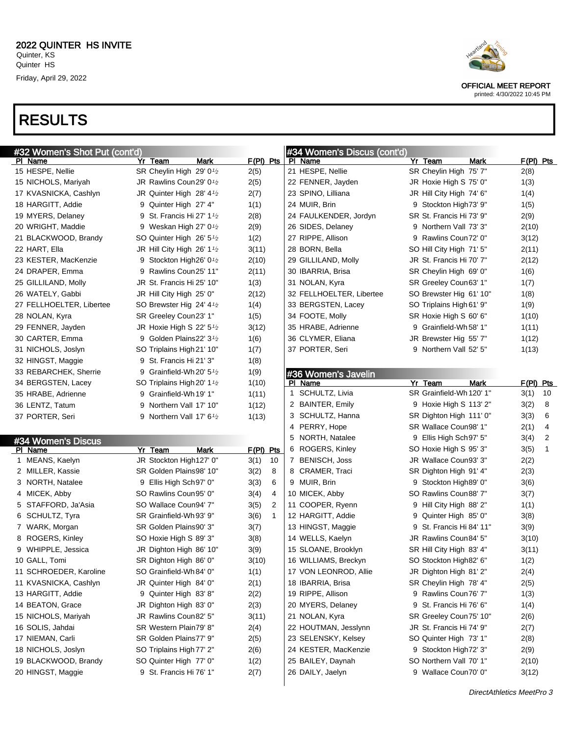# 2022 QUINTER HS INVITE

Quinter, KS
Quinter HS
Friday, April 29, 2022

OFFICIAL MEET REPORT
printed: 4/30/2022 10:45 PM

# RESULTS

## #32 Women's Shot Put (cont'd)

| Pl | Name | Yr | Team | Mark | F(Pl) | Pts |
|---|---|---|---|---|---|---|
| 15 | HESPE, Nellie | SR | Cheylin High | 29' 0½ | 2(5) | |
| 15 | NICHOLS, Mariyah | JR | Rawlins Coun | 29' 0½ | 2(5) | |
| 17 | KVASNICKA, Cashlyn | JR | Quinter High | 28' 4½ | 2(7) | |
| 18 | HARGITT, Addie | 9 | Quinter High | 27' 4" | 1(1) | |
| 19 | MYERS, Delaney | 9 | St. Francis Hi | 27' 1½ | 2(8) | |
| 20 | WRIGHT, Maddie | 9 | Weskan High | 27' 0½ | 2(9) | |
| 21 | BLACKWOOD, Brandy | SO | Quinter High | 26' 5½ | 1(2) | |
| 22 | HART, Ella | JR | Hill City High | 26' 1½ | 3(11) | |
| 23 | KESTER, MacKenzie | 9 | Stockton High | 26' 0½ | 2(10) | |
| 24 | DRAPER, Emma | 9 | Rawlins Coun | 25' 11" | 2(11) | |
| 25 | GILLILAND, Molly | JR | St. Francis Hi | 25' 10" | 1(3) | |
| 26 | WATELY, Gabbi | JR | Hill City High | 25' 0" | 2(12) | |
| 27 | FELLHOELTER, Libertee | SO | Brewster Hig | 24' 4½ | 1(4) | |
| 28 | NOLAN, Kyra | SR | Greeley Coun | 23' 1" | 1(5) | |
| 29 | FENNER, Jayden | JR | Hoxie High S | 22' 5½ | 3(12) | |
| 30 | CARTER, Emma | 9 | Golden Plains | 22' 3½ | 1(6) | |
| 31 | NICHOLS, Joslyn | SO | Triplains High | 21' 10" | 1(7) | |
| 32 | HINGST, Maggie | 9 | St. Francis Hi | 21' 3" | 1(8) | |
| 33 | REBARCHEK, Sherrie | 9 | Grainfield-Wh | 20' 5½ | 1(9) | |
| 34 | BERGSTEN, Lacey | SO | Triplains High | 20' 1½ | 1(10) | |
| 35 | HRABE, Adrienne | 9 | Grainfield-Wh | 19' 1" | 1(11) | |
| 36 | LENTZ, Tatum | 9 | Northern Vall | 17' 10" | 1(12) | |
| 37 | PORTER, Seri | 9 | Northern Vall | 17' 6½ | 1(13) | |

## #34 Women's Discus

| Pl | Name | Yr | Team | Mark | F(Pl) | Pts |
|---|---|---|---|---|---|---|
| 1 | MEANS, Kaelyn | JR | Stockton High | 127' 0" | 3(1) | 10 |
| 2 | MILLER, Kassie | SR | Golden Plains | 98' 10" | 3(2) | 8 |
| 3 | NORTH, Natalee | 9 | Ellis High Sch | 97' 0" | 3(3) | 6 |
| 4 | MICEK, Abby | SO | Rawlins Coun | 95' 0" | 3(4) | 4 |
| 5 | STAFFORD, Ja'Asia | SO | Wallace Coun | 94' 7" | 3(5) | 2 |
| 6 | SCHULTZ, Tyra | SR | Grainfield-Wh | 93' 9" | 3(6) | 1 |
| 7 | WARK, Morgan | SR | Golden Plains | 90' 3" | 3(7) | |
| 8 | ROGERS, Kinley | SO | Hoxie High S | 89' 3" | 3(8) | |
| 9 | WHIPPLE, Jessica | JR | Dighton High | 86' 10" | 3(9) | |
| 10 | GALL, Tomi | SR | Dighton High | 86' 0" | 3(10) | |
| 11 | SCHROEDER, Karoline | SO | Grainfield-Wh | 84' 0" | 1(1) | |
| 11 | KVASNICKA, Cashlyn | JR | Quinter High | 84' 0" | 2(1) | |
| 13 | HARGITT, Addie | 9 | Quinter High | 83' 8" | 2(2) | |
| 14 | BEATON, Grace | JR | Dighton High | 83' 0" | 2(3) | |
| 15 | NICHOLS, Mariyah | JR | Rawlins Coun | 82' 5" | 3(11) | |
| 16 | SOLIS, Jahdai | SR | Western Plain | 79' 8" | 2(4) | |
| 17 | NIEMAN, Carli | SR | Golden Plains | 77' 9" | 2(5) | |
| 18 | NICHOLS, Joslyn | SO | Triplains High | 77' 2" | 2(6) | |
| 19 | BLACKWOOD, Brandy | SO | Quinter High | 77' 0" | 1(2) | |
| 20 | HINGST, Maggie | 9 | St. Francis Hi | 76' 1" | 2(7) | |
| 21 | HESPE, Nellie | SR | Cheylin High | 75' 7" | 2(8) | |
| 22 | FENNER, Jayden | JR | Hoxie High S | 75' 0" | 1(3) | |
| 23 | SPINO, Lilliana | JR | Hill City High | 74' 6" | 1(4) | |
| 24 | MUIR, Brin | 9 | Stockton High | 73' 9" | 1(5) | |
| 24 | FAULKENDER, Jordyn | SR | St. Francis Hi | 73' 9" | 2(9) | |
| 26 | SIDES, Delaney | 9 | Northern Vall | 73' 3" | 2(10) | |
| 27 | RIPPE, Allison | 9 | Rawlins Coun | 72' 0" | 3(12) | |
| 28 | BORN, Bella | SO | Hill City High | 71' 5" | 2(11) | |
| 29 | GILLILAND, Molly | JR | St. Francis Hi | 70' 7" | 2(12) | |
| 30 | IBARRIA, Brisa | SR | Cheylin High | 69' 0" | 1(6) | |
| 31 | NOLAN, Kyra | SR | Greeley Coun | 63' 1" | 1(7) | |
| 32 | FELLHOELTER, Libertee | SO | Brewster Hig | 61' 10" | 1(8) | |
| 33 | BERGSTEN, Lacey | SO | Triplains High | 61' 9" | 1(9) | |
| 34 | FOOTE, Molly | SR | Hoxie High S | 60' 6" | 1(10) | |
| 35 | HRABE, Adrienne | 9 | Grainfield-Wh | 58' 1" | 1(11) | |
| 36 | CLYMER, Eliana | JR | Brewster Hig | 55' 7" | 1(12) | |
| 37 | PORTER, Seri | 9 | Northern Vall | 52' 5" | 1(13) | |

## #36 Women's Javelin

| Pl | Name | Yr | Team | Mark | F(Pl) | Pts |
|---|---|---|---|---|---|---|
| 1 | SCHULTZ, Livia | SR | Grainfield-Wh | 120' 1" | 3(1) | 10 |
| 2 | BAINTER, Emily | 9 | Hoxie High S | 113' 2" | 3(2) | 8 |
| 3 | SCHULTZ, Hanna | SR | Dighton High | 111' 0" | 3(3) | 6 |
| 4 | PERRY, Hope | SR | Wallace Coun | 98' 1" | 2(1) | 4 |
| 5 | NORTH, Natalee | 9 | Ellis High Sch | 97' 5" | 3(4) | 2 |
| 6 | ROGERS, Kinley | SO | Hoxie High S | 95' 3" | 3(5) | 1 |
| 7 | BENISCH, Joss | JR | Wallace Coun | 93' 3" | 2(2) | |
| 8 | CRAMER, Traci | SR | Dighton High | 91' 4" | 2(3) | |
| 9 | MUIR, Brin | 9 | Stockton High | 89' 0" | 3(6) | |
| 10 | MICEK, Abby | SO | Rawlins Coun | 88' 7" | 3(7) | |
| 11 | COOPER, Ryenn | 9 | Hill City High | 88' 2" | 1(1) | |
| 12 | HARGITT, Addie | 9 | Quinter High | 85' 0" | 3(8) | |
| 13 | HINGST, Maggie | 9 | St. Francis Hi | 84' 11" | 3(9) | |
| 14 | WELLS, Kaelyn | JR | Rawlins Coun | 84' 5" | 3(10) | |
| 15 | SLOANE, Brooklyn | SR | Hill City High | 83' 4" | 3(11) | |
| 16 | WILLIAMS, Breckyn | SO | Stockton High | 82' 6" | 1(2) | |
| 17 | VON LEONROD, Allie | JR | Dighton High | 81' 2" | 2(4) | |
| 18 | IBARRIA, Brisa | SR | Cheylin High | 78' 4" | 2(5) | |
| 19 | RIPPE, Allison | 9 | Rawlins Coun | 76' 7" | 1(3) | |
| 20 | MYERS, Delaney | 9 | St. Francis Hi | 76' 6" | 1(4) | |
| 21 | NOLAN, Kyra | SR | Greeley Coun | 75' 10" | 2(6) | |
| 22 | HOUTMAN, Jesslynn | JR | St. Francis Hi | 74' 9" | 2(7) | |
| 23 | SELENSKY, Kelsey | SO | Quinter High | 73' 1" | 2(8) | |
| 24 | KESTER, MacKenzie | 9 | Stockton High | 72' 3" | 2(9) | |
| 25 | BAILEY, Daynah | SO | Northern Vall | 70' 1" | 2(10) | |
| 26 | DAILY, Jaelyn | 9 | Wallace Coun | 70' 0" | 3(12) | |

DirectAthletics MeetPro 3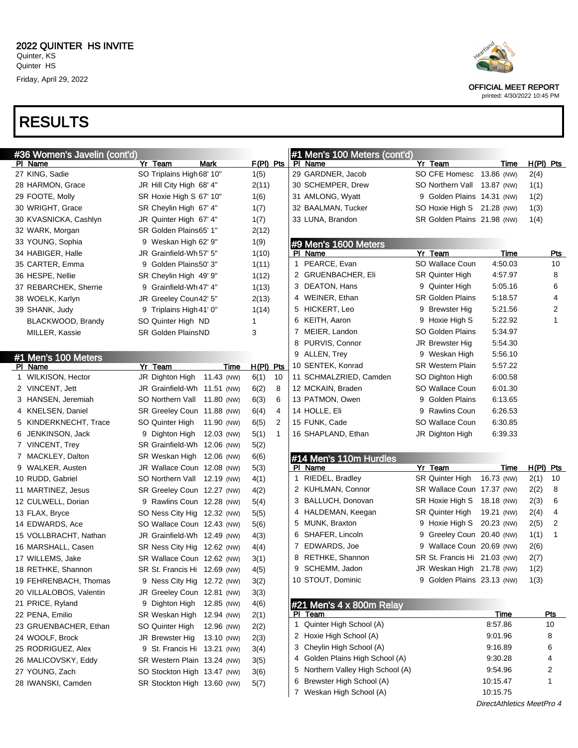2022 QUINTER HS INVITE
Quinter, KS
Quinter HS
Friday, April 29, 2022

OFFICIAL MEET REPORT
printed: 4/30/2022 10:45 PM

# RESULTS

## #36 Women's Javelin (cont'd)

| Pl | Name | Yr | Team | Mark | F(Pl) | Pts |
|---|---|---|---|---|---|---|
| 27 | KING, Sadie | SO | Triplains High | 68' 10" | 1(5) | |
| 28 | HARMON, Grace | JR | Hill City High | 68' 4" | 2(11) | |
| 29 | FOOTE, Molly | SR | Hoxie High S | 67' 10" | 1(6) | |
| 30 | WRIGHT, Grace | SR | Cheylin High | 67' 4" | 1(7) | |
| 30 | KVASNICKA, Cashlyn | JR | Quinter High | 67' 4" | 1(7) | |
| 32 | WARK, Morgan | SR | Golden Plains | 65' 1" | 2(12) | |
| 33 | YOUNG, Sophia | 9 | Weskan High | 62' 9" | 1(9) | |
| 34 | HABIGER, Halle | JR | Grainfield-Wh | 57' 5" | 1(10) | |
| 35 | CARTER, Emma | 9 | Golden Plains | 50' 3" | 1(11) | |
| 36 | HESPE, Nellie | SR | Cheylin High | 49' 9" | 1(12) | |
| 37 | REBARCHEK, Sherrie | 9 | Grainfield-Wh | 47' 4" | 1(13) | |
| 38 | WOELK, Karlyn | JR | Greeley Coun | 42' 5" | 2(13) | |
| 39 | SHANK, Judy | 9 | Triplains High | 41' 0" | 1(14) | |
| | BLACKWOOD, Brandy | SO | Quinter High | ND | 1 | |
| | MILLER, Kassie | SR | Golden Plains | ND | 3 | |

## #1 Men's 100 Meters

| Pl | Name | Yr | Team | Time | H(Pl) | Pts |
|---|---|---|---|---|---|---|
| 1 | WILKISON, Hector | JR | Dighton High | 11.43 (NW) | 6(1) | 10 |
| 2 | VINCENT, Jett | JR | Grainfield-Wh | 11.51 (NW) | 6(2) | 8 |
| 3 | HANSEN, Jeremiah | SO | Northern Vall | 11.80 (NW) | 6(3) | 6 |
| 4 | KNELSEN, Daniel | SR | Greeley Coun | 11.88 (NW) | 6(4) | 4 |
| 5 | KINDERKNECHT, Trace | SO | Quinter High | 11.90 (NW) | 6(5) | 2 |
| 6 | JENKINSON, Jack | 9 | Dighton High | 12.03 (NW) | 5(1) | 1 |
| 7 | VINCENT, Trey | SR | Grainfield-Wh | 12.06 (NW) | 5(2) | |
| 7 | MACKLEY, Dalton | SR | Weskan High | 12.06 (NW) | 6(6) | |
| 9 | WALKER, Austen | JR | Wallace Coun | 12.08 (NW) | 5(3) | |
| 10 | RUDD, Gabriel | SO | Northern Vall | 12.19 (NW) | 4(1) | |
| 11 | MARTINEZ, Jesus | SR | Greeley Coun | 12.27 (NW) | 4(2) | |
| 12 | CULWELL, Dorian | 9 | Rawlins Coun | 12.28 (NW) | 5(4) | |
| 13 | FLAX, Bryce | SO | Ness City Hig | 12.32 (NW) | 5(5) | |
| 14 | EDWARDS, Ace | SO | Wallace Coun | 12.43 (NW) | 5(6) | |
| 15 | VOLLBRACHT, Nathan | JR | Grainfield-Wh | 12.49 (NW) | 4(3) | |
| 16 | MARSHALL, Casen | SR | Ness City Hig | 12.62 (NW) | 4(4) | |
| 17 | WILLEMS, Jake | SR | Wallace Coun | 12.62 (NW) | 3(1) | |
| 18 | RETHKE, Shannon | SR | St. Francis Hi | 12.69 (NW) | 4(5) | |
| 19 | FEHRENBACH, Thomas | 9 | Ness City Hig | 12.72 (NW) | 3(2) | |
| 20 | VILLALOBOS, Valentin | JR | Greeley Coun | 12.81 (NW) | 3(3) | |
| 21 | PRICE, Ryland | 9 | Dighton High | 12.85 (NW) | 4(6) | |
| 22 | PENA, Emilio | SR | Weskan High | 12.94 (NW) | 2(1) | |
| 23 | GRUENBACHER, Ethan | SO | Quinter High | 12.96 (NW) | 2(2) | |
| 24 | WOOLF, Brock | JR | Brewster Hig | 13.10 (NW) | 2(3) | |
| 25 | RODRIGUEZ, Alex | 9 | St. Francis Hi | 13.21 (NW) | 3(4) | |
| 26 | MALICOVSKY, Eddy | SR | Western Plain | 13.24 (NW) | 3(5) | |
| 27 | YOUNG, Zach | SO | Stockton High | 13.47 (NW) | 3(6) | |
| 28 | IWANSKI, Camden | SR | Stockton High | 13.60 (NW) | 5(7) | |
| 29 | GARDNER, Jacob | SO | CFE Homesc | 13.86 (NW) | 2(4) | |
| 30 | SCHEMPER, Drew | SO | Northern Vall | 13.87 (NW) | 1(1) | |
| 31 | AMLONG, Wyatt | 9 | Golden Plains | 14.31 (NW) | 1(2) | |
| 32 | BAALMAN, Tucker | SO | Hoxie High S | 21.28 (NW) | 1(3) | |
| 33 | LUNA, Brandon | SR | Golden Plains | 21.98 (NW) | 1(4) | |

## #9 Men's 1600 Meters

| Pl | Name | Yr | Team | Time | Pts |
|---|---|---|---|---|---|
| 1 | PEARCE, Evan | SO | Wallace Coun | 4:50.03 | 10 |
| 2 | GRUENBACHER, Eli | SR | Quinter High | 4:57.97 | 8 |
| 3 | DEATON, Hans | 9 | Quinter High | 5:05.16 | 6 |
| 4 | WEINER, Ethan | SR | Golden Plains | 5:18.57 | 4 |
| 5 | HICKERT, Leo | 9 | Brewster Hig | 5:21.56 | 2 |
| 6 | KEITH, Aaron | 9 | Hoxie High S | 5:22.92 | 1 |
| 7 | MEIER, Landon | SO | Golden Plains | 5:34.97 | |
| 8 | PURVIS, Connor | JR | Brewster Hig | 5:54.30 | |
| 9 | ALLEN, Trey | 9 | Weskan High | 5:56.10 | |
| 10 | SENTEK, Konrad | SR | Western Plain | 5:57.22 | |
| 11 | SCHMALZRIED, Camden | SO | Dighton High | 6:00.58 | |
| 12 | MCKAIN, Braden | SO | Wallace Coun | 6:01.30 | |
| 13 | PATMON, Owen | 9 | Golden Plains | 6:13.65 | |
| 14 | HOLLE, Eli | 9 | Rawlins Coun | 6:26.53 | |
| 15 | FUNK, Cade | SO | Wallace Coun | 6:30.85 | |
| 16 | SHAPLAND, Ethan | JR | Dighton High | 6:39.33 | |

## #14 Men's 110m Hurdles

| Pl | Name | Yr | Team | Time | H(Pl) | Pts |
|---|---|---|---|---|---|---|
| 1 | RIEDEL, Bradley | SR | Quinter High | 16.73 (NW) | 2(1) | 10 |
| 2 | KUHLMAN, Connor | SR | Wallace Coun | 17.37 (NW) | 2(2) | 8 |
| 3 | BALLUCH, Donovan | SR | Hoxie High S | 18.18 (NW) | 2(3) | 6 |
| 4 | HALDEMAN, Keegan | SR | Quinter High | 19.21 (NW) | 2(4) | 4 |
| 5 | MUNK, Braxton | 9 | Hoxie High S | 20.23 (NW) | 2(5) | 2 |
| 6 | SHAFER, Lincoln | 9 | Greeley Coun | 20.40 (NW) | 1(1) | 1 |
| 7 | EDWARDS, Joe | 9 | Wallace Coun | 20.69 (NW) | 2(6) | |
| 8 | RETHKE, Shannon | SR | St. Francis Hi | 21.03 (NW) | 2(7) | |
| 9 | SCHEMM, Jadon | JR | Weskan High | 21.78 (NW) | 1(2) | |
| 10 | STOUT, Dominic | 9 | Golden Plains | 23.13 (NW) | 1(3) | |

## #21 Men's 4 x 800m Relay

| Pl | Team | Time | Pts |
|---|---|---|---|
| 1 | Quinter High School (A) | 8:57.86 | 10 |
| 2 | Hoxie High School (A) | 9:01.96 | 8 |
| 3 | Cheylin High School (A) | 9:16.89 | 6 |
| 4 | Golden Plains High School (A) | 9:30.28 | 4 |
| 5 | Northern Valley High School (A) | 9:54.96 | 2 |
| 6 | Brewster High School (A) | 10:15.47 | 1 |
| 7 | Weskan High School (A) | 10:15.75 | |

DirectAthletics MeetPro 4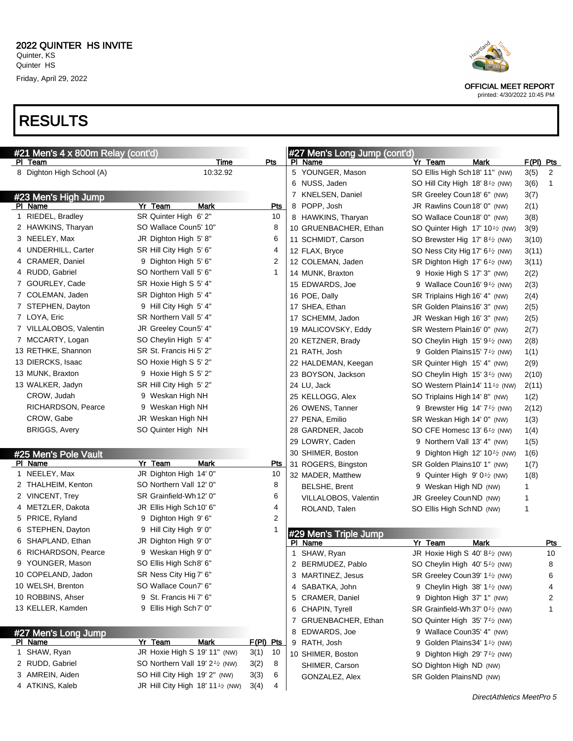# 2022 QUINTER HS INVITE

Quinter, KS
Quinter HS
Friday, April 29, 2022

OFFICIAL MEET REPORT
printed: 4/30/2022 10:45 PM

# RESULTS

## #21 Men's 4 x 800m Relay (cont'd)

| Pl | Team | Time | Pts |
|---|---|---|---|
| 8 | Dighton High School (A) | 10:32.92 | |

## #23 Men's High Jump

| Pl | Name | Yr | Team | Mark | Pts |
|---|---|---|---|---|---|
| 1 | RIEDEL, Bradley | SR | Quinter High | 6' 2" | 10 |
| 2 | HAWKINS, Tharyan | SO | Wallace Coun | 5' 10" | 8 |
| 3 | NEELEY, Max | JR | Dighton High | 5' 8" | 6 |
| 4 | UNDERHILL, Carter | SR | Hill City High | 5' 6" | 4 |
| 4 | CRAMER, Daniel | 9 | Dighton High | 5' 6" | 2 |
| 4 | RUDD, Gabriel | SO | Northern Vall | 5' 6" | 1 |
| 7 | GOURLEY, Cade | SR | Hoxie High S | 5' 4" | |
| 7 | COLEMAN, Jaden | SR | Dighton High | 5' 4" | |
| 7 | STEPHEN, Dayton | 9 | Hill City High | 5' 4" | |
| 7 | LOYA, Eric | SR | Northern Vall | 5' 4" | |
| 7 | VILLALOBOS, Valentin | JR | Greeley Coun | 5' 4" | |
| 7 | MCCARTY, Logan | SO | Cheylin High | 5' 4" | |
| 13 | RETHKE, Shannon | SR | St. Francis Hi | 5' 2" | |
| 13 | DIERCKS, Isaac | SO | Hoxie High S | 5' 2" | |
| 13 | MUNK, Braxton | 9 | Hoxie High S | 5' 2" | |
| 13 | WALKER, Jadyn | SR | Hill City High | 5' 2" | |
| | CROW, Judah | 9 | Weskan High | NH | |
| | RICHARDSON, Pearce | 9 | Weskan High | NH | |
| | CROW, Gabe | JR | Weskan High | NH | |
| | BRIGGS, Avery | SO | Quinter High | NH | |

## #25 Men's Pole Vault

| Pl | Name | Yr | Team | Mark | Pts |
|---|---|---|---|---|---|
| 1 | NEELEY, Max | JR | Dighton High | 14' 0" | 10 |
| 2 | THALHEIM, Kenton | SO | Northern Vall | 12' 0" | 8 |
| 2 | VINCENT, Trey | SR | Grainfield-Wh | 12' 0" | 6 |
| 4 | METZLER, Dakota | JR | Ellis High Sch | 10' 6" | 4 |
| 5 | PRICE, Ryland | 9 | Dighton High | 9' 6" | 2 |
| 6 | STEPHEN, Dayton | 9 | Hill City High | 9' 0" | 1 |
| 6 | SHAPLAND, Ethan | JR | Dighton High | 9' 0" | |
| 6 | RICHARDSON, Pearce | 9 | Weskan High | 9' 0" | |
| 9 | YOUNGER, Mason | SO | Ellis High Sch | 8' 6" | |
| 10 | COPELAND, Jadon | SR | Ness City Hig | 7' 6" | |
| 10 | WELSH, Brenton | SO | Wallace Coun | 7' 6" | |
| 10 | ROBBINS, Ahser | 9 | St. Francis Hi | 7' 6" | |
| 13 | KELLER, Kamden | 9 | Ellis High Sch | 7' 0" | |

## #27 Men's Long Jump

| Pl | Name | Yr | Team | Mark | F(Pl) | Pts |
|---|---|---|---|---|---|---|
| 1 | SHAW, Ryan | JR | Hoxie High S | 19' 11" (NW) | 3(1) | 10 |
| 2 | RUDD, Gabriel | SO | Northern Vall | 19' 2½ (NW) | 3(2) | 8 |
| 3 | AMREIN, Aiden | SO | Hill City High | 19' 2" (NW) | 3(3) | 6 |
| 4 | ATKINS, Kaleb | JR | Hill City High | 18' 11½ (NW) | 3(4) | 4 |
| 5 | YOUNGER, Mason | SO | Ellis High Sch | 18' 11" (NW) | 3(5) | 2 |
| 6 | NUSS, Jaden | SO | Hill City High | 18' 8½ (NW) | 3(6) | 1 |
| 7 | KNELSEN, Daniel | SR | Greeley Coun | 18' 6" (NW) | 3(7) | |
| 8 | POPP, Josh | JR | Rawlins Coun | 18' 0" (NW) | 2(1) | |
| 8 | HAWKINS, Tharyan | SO | Wallace Coun | 18' 0" (NW) | 3(8) | |
| 10 | GRUENBACHER, Ethan | SO | Quinter High | 17' 10½ (NW) | 3(9) | |
| 11 | SCHMIDT, Carson | SO | Brewster Hig | 17' 8½ (NW) | 3(10) | |
| 12 | FLAX, Bryce | SO | Ness City Hig | 17' 6½ (NW) | 3(11) | |
| 12 | COLEMAN, Jaden | SR | Dighton High | 17' 6½ (NW) | 3(11) | |
| 14 | MUNK, Braxton | 9 | Hoxie High S | 17' 3" (NW) | 2(2) | |
| 15 | EDWARDS, Joe | 9 | Wallace Coun | 16' 9½ (NW) | 2(3) | |
| 16 | POE, Dally | SR | Triplains High | 16' 4" (NW) | 2(4) | |
| 17 | SHEA, Ethan | SR | Golden Plains | 16' 3" (NW) | 2(5) | |
| 17 | SCHEMM, Jadon | JR | Weskan High | 16' 3" (NW) | 2(5) | |
| 19 | MALICOVSKY, Eddy | SR | Western Plain | 16' 0" (NW) | 2(7) | |
| 20 | KETZNER, Brady | SO | Cheylin High | 15' 9½ (NW) | 2(8) | |
| 21 | RATH, Josh | 9 | Golden Plains | 15' 7½ (NW) | 1(1) | |
| 22 | HALDEMAN, Keegan | SR | Quinter High | 15' 4" (NW) | 2(9) | |
| 23 | BOYSON, Jackson | SO | Cheylin High | 15' 3½ (NW) | 2(10) | |
| 24 | LU, Jack | SO | Western Plain | 14' 11½ (NW) | 2(11) | |
| 25 | KELLOGG, Alex | SO | Triplains High | 14' 8" (NW) | 1(2) | |
| 26 | OWENS, Tanner | 9 | Brewster Hig | 14' 7½ (NW) | 2(12) | |
| 27 | PENA, Emilio | SR | Weskan High | 14' 0" (NW) | 1(3) | |
| 28 | GARDNER, Jacob | SO | CFE Homesc | 13' 6½ (NW) | 1(4) | |
| 29 | LOWRY, Caden | 9 | Northern Vall | 13' 4" (NW) | 1(5) | |
| 30 | SHIMER, Boston | 9 | Dighton High | 12' 10½ (NW) | 1(6) | |
| 31 | ROGERS, Bingston | SR | Golden Plains | 10' 1" (NW) | 1(7) | |
| 32 | MADER, Matthew | 9 | Quinter High | 9' 0½ (NW) | 1(8) | |
| | BELSHE, Brent | 9 | Weskan High | ND (NW) | 1 | |
| | VILLALOBOS, Valentin | JR | Greeley Coun | ND (NW) | 1 | |
| | ROLAND, Talen | SO | Ellis High Sch | ND (NW) | 1 | |

## #29 Men's Triple Jump

| Pl | Name | Yr | Team | Mark | Pts |
|---|---|---|---|---|---|
| 1 | SHAW, Ryan | JR | Hoxie High S | 40' 8½ (NW) | 10 |
| 2 | BERMUDEZ, Pablo | SO | Cheylin High | 40' 5½ (NW) | 8 |
| 3 | MARTINEZ, Jesus | SR | Greeley Coun | 39' 1½ (NW) | 6 |
| 4 | SABATKA, John | 9 | Cheylin High | 38' 1½ (NW) | 4 |
| 5 | CRAMER, Daniel | 9 | Dighton High | 37' 1" (NW) | 2 |
| 6 | CHAPIN, Tyrell | SR | Grainfield-Wh | 37' 0½ (NW) | 1 |
| 7 | GRUENBACHER, Ethan | SO | Quinter High | 35' 7½ (NW) | |
| 8 | EDWARDS, Joe | 9 | Wallace Coun | 35' 4" (NW) | |
| 9 | RATH, Josh | 9 | Golden Plains | 34' 1½ (NW) | |
| 10 | SHIMER, Boston | 9 | Dighton High | 29' 7½ (NW) | |
| | SHIMER, Carson | SO | Dighton High | ND (NW) | |
| | GONZALEZ, Alex | SR | Golden Plains | ND (NW) | |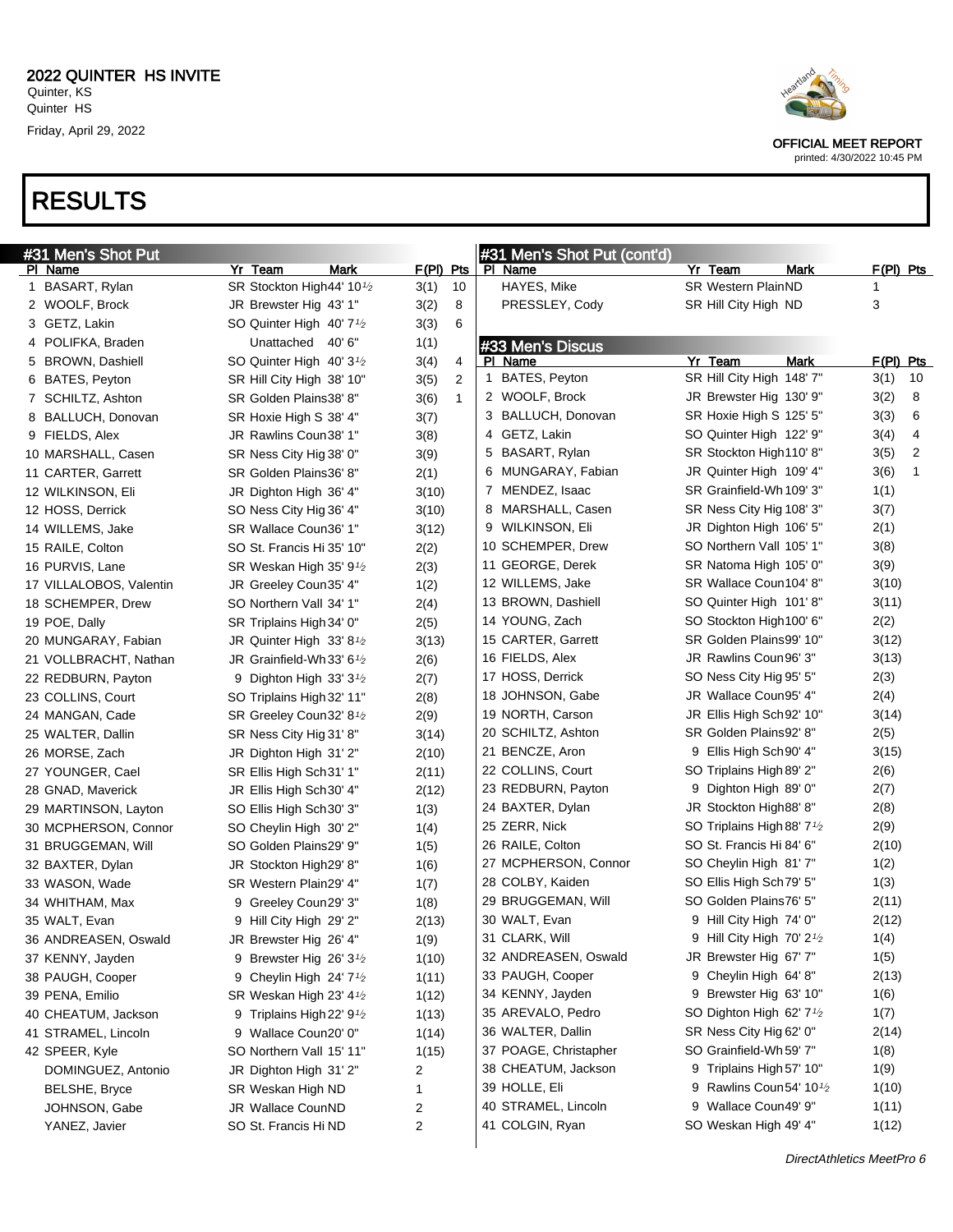# 2022 QUINTER HS INVITE

Quinter, KS
Quinter HS
Friday, April 29, 2022

OFFICIAL MEET REPORT
printed: 4/30/2022 10:45 PM

# RESULTS

## #31 Men's Shot Put

| Pl | Name | Yr | Team | Mark | F(Pl) | Pts |
|---|---|---|---|---|---|---|
| 1 | BASART, Rylan | SR | Stockton High | 44' 10½ | 3(1) | 10 |
| 2 | WOOLF, Brock | JR | Brewster Hig | 43' 1" | 3(2) | 8 |
| 3 | GETZ, Lakin | SO | Quinter High | 40' 7½ | 3(3) | 6 |
| 4 | POLIFKA, Braden | | Unattached | 40' 6" | 1(1) | |
| 5 | BROWN, Dashiell | SO | Quinter High | 40' 3½ | 3(4) | 4 |
| 6 | BATES, Peyton | SR | Hill City High | 38' 10" | 3(5) | 2 |
| 7 | SCHILTZ, Ashton | SR | Golden Plains | 38' 8" | 3(6) | 1 |
| 8 | BALLUCH, Donovan | SR | Hoxie High S | 38' 4" | 3(7) | |
| 9 | FIELDS, Alex | JR | Rawlins Coun | 38' 1" | 3(8) | |
| 10 | MARSHALL, Casen | SR | Ness City Hig | 38' 0" | 3(9) | |
| 11 | CARTER, Garrett | SR | Golden Plains | 36' 8" | 2(1) | |
| 12 | WILKINSON, Eli | JR | Dighton High | 36' 4" | 3(10) | |
| 12 | HOSS, Derrick | SO | Ness City Hig | 36' 4" | 3(10) | |
| 14 | WILLEMS, Jake | SR | Wallace Coun | 36' 1" | 3(12) | |
| 15 | RAILE, Colton | SO | St. Francis Hi | 35' 10" | 2(2) | |
| 16 | PURVIS, Lane | SR | Weskan High | 35' 9½ | 2(3) | |
| 17 | VILLALOBOS, Valentin | JR | Greeley Coun | 35' 4" | 1(2) | |
| 18 | SCHEMPER, Drew | SO | Northern Vall | 34' 1" | 2(4) | |
| 19 | POE, Dally | SR | Triplains High | 34' 0" | 2(5) | |
| 20 | MUNGARAY, Fabian | JR | Quinter High | 33' 8½ | 3(13) | |
| 21 | VOLLBRACHT, Nathan | JR | Grainfield-Wh | 33' 6½ | 2(6) | |
| 22 | REDBURN, Payton | 9 | Dighton High | 33' 3½ | 2(7) | |
| 23 | COLLINS, Court | SO | Triplains High | 32' 11" | 2(8) | |
| 24 | MANGAN, Cade | SR | Greeley Coun | 32' 8½ | 2(9) | |
| 25 | WALTER, Dallin | SR | Ness City Hig | 31' 8" | 3(14) | |
| 26 | MORSE, Zach | JR | Dighton High | 31' 2" | 2(10) | |
| 27 | YOUNGER, Cael | SR | Ellis High Sch | 31' 1" | 2(11) | |
| 28 | GNAD, Maverick | JR | Ellis High Sch | 30' 4" | 2(12) | |
| 29 | MARTINSON, Layton | SO | Ellis High Sch | 30' 3" | 1(3) | |
| 30 | MCPHERSON, Connor | SO | Cheylin High | 30' 2" | 1(4) | |
| 31 | BRUGGEMAN, Will | SO | Golden Plains | 29' 9" | 1(5) | |
| 32 | BAXTER, Dylan | JR | Stockton High | 29' 8" | 1(6) | |
| 33 | WASON, Wade | SR | Western Plain | 29' 4" | 1(7) | |
| 34 | WHITHAM, Max | 9 | Greeley Coun | 29' 3" | 1(8) | |
| 35 | WALT, Evan | 9 | Hill City High | 29' 2" | 2(13) | |
| 36 | ANDREASEN, Oswald | JR | Brewster Hig | 26' 4" | 1(9) | |
| 37 | KENNY, Jayden | 9 | Brewster Hig | 26' 3½ | 1(10) | |
| 38 | PAUGH, Cooper | 9 | Cheylin High | 24' 7½ | 1(11) | |
| 39 | PENA, Emilio | SR | Weskan High | 23' 4½ | 1(12) | |
| 40 | CHEATUM, Jackson | 9 | Triplains High | 22' 9½ | 1(13) | |
| 41 | STRAMEL, Lincoln | 9 | Wallace Coun | 20' 0" | 1(14) | |
| 42 | SPEER, Kyle | SO | Northern Vall | 15' 11" | 1(15) | |
| | DOMINGUEZ, Antonio | JR | Dighton High | 31' 2" | 2 | |
| | BELSHE, Bryce | SR | Weskan High | ND | 1 | |
| | JOHNSON, Gabe | JR | Wallace Coun | ND | 2 | |
| | YANEZ, Javier | SO | St. Francis Hi | ND | 2 | |
| | HAYES, Mike | SR | Western Plain | ND | 1 | |
| | PRESSLEY, Cody | SR | Hill City High | ND | 3 | |

## #33 Men's Discus

| Pl | Name | Yr | Team | Mark | F(Pl) | Pts |
|---|---|---|---|---|---|---|
| 1 | BATES, Peyton | SR | Hill City High | 148' 7" | 3(1) | 10 |
| 2 | WOOLF, Brock | JR | Brewster Hig | 130' 9" | 3(2) | 8 |
| 3 | BALLUCH, Donovan | SR | Hoxie High S | 125' 5" | 3(3) | 6 |
| 4 | GETZ, Lakin | SO | Quinter High | 122' 9" | 3(4) | 4 |
| 5 | BASART, Rylan | SR | Stockton High | 110' 8" | 3(5) | 2 |
| 6 | MUNGARAY, Fabian | JR | Quinter High | 109' 4" | 3(6) | 1 |
| 7 | MENDEZ, Isaac | SR | Grainfield-Wh | 109' 3" | 1(1) | |
| 8 | MARSHALL, Casen | SR | Ness City Hig | 108' 3" | 3(7) | |
| 9 | WILKINSON, Eli | JR | Dighton High | 106' 5" | 2(1) | |
| 10 | SCHEMPER, Drew | SO | Northern Vall | 105' 1" | 3(8) | |
| 11 | GEORGE, Derek | SR | Natoma High | 105' 0" | 3(9) | |
| 12 | WILLEMS, Jake | SR | Wallace Coun | 104' 8" | 3(10) | |
| 13 | BROWN, Dashiell | SO | Quinter High | 101' 8" | 3(11) | |
| 14 | YOUNG, Zach | SO | Stockton High | 100' 6" | 2(2) | |
| 15 | CARTER, Garrett | SR | Golden Plains | 99' 10" | 3(12) | |
| 16 | FIELDS, Alex | JR | Rawlins Coun | 96' 3" | 3(13) | |
| 17 | HOSS, Derrick | SO | Ness City Hig | 95' 5" | 2(3) | |
| 18 | JOHNSON, Gabe | JR | Wallace Coun | 95' 4" | 2(4) | |
| 19 | NORTH, Carson | JR | Ellis High Sch | 92' 10" | 3(14) | |
| 20 | SCHILTZ, Ashton | SR | Golden Plains | 92' 8" | 2(5) | |
| 21 | BENCZE, Aron | 9 | Ellis High Sch | 90' 4" | 3(15) | |
| 22 | COLLINS, Court | SO | Triplains High | 89' 2" | 2(6) | |
| 23 | REDBURN, Payton | 9 | Dighton High | 89' 0" | 2(7) | |
| 24 | BAXTER, Dylan | JR | Stockton High | 88' 8" | 2(8) | |
| 25 | ZERR, Nick | SO | Triplains High | 88' 7½ | 2(9) | |
| 26 | RAILE, Colton | SO | St. Francis Hi | 84' 6" | 2(10) | |
| 27 | MCPHERSON, Connor | SO | Cheylin High | 81' 7" | 1(2) | |
| 28 | COLBY, Kaiden | SO | Ellis High Sch | 79' 5" | 1(3) | |
| 29 | BRUGGEMAN, Will | SO | Golden Plains | 76' 5" | 2(11) | |
| 30 | WALT, Evan | 9 | Hill City High | 74' 0" | 2(12) | |
| 31 | CLARK, Will | 9 | Hill City High | 70' 2½ | 1(4) | |
| 32 | ANDREASEN, Oswald | JR | Brewster Hig | 67' 7" | 1(5) | |
| 33 | PAUGH, Cooper | 9 | Cheylin High | 64' 8" | 2(13) | |
| 34 | KENNY, Jayden | 9 | Brewster Hig | 63' 10" | 1(6) | |
| 35 | AREVALO, Pedro | SO | Dighton High | 62' 7½ | 1(7) | |
| 36 | WALTER, Dallin | SR | Ness City Hig | 62' 0" | 2(14) | |
| 37 | POAGE, Christapher | SO | Grainfield-Wh | 59' 7" | 1(8) | |
| 38 | CHEATUM, Jackson | 9 | Triplains High | 57' 10" | 1(9) | |
| 39 | HOLLE, Eli | 9 | Rawlins Coun | 54' 10½ | 1(10) | |
| 40 | STRAMEL, Lincoln | 9 | Wallace Coun | 49' 9" | 1(11) | |
| 41 | COLGIN, Ryan | SO | Weskan High | 49' 4" | 1(12) | |

DirectAthletics MeetPro 6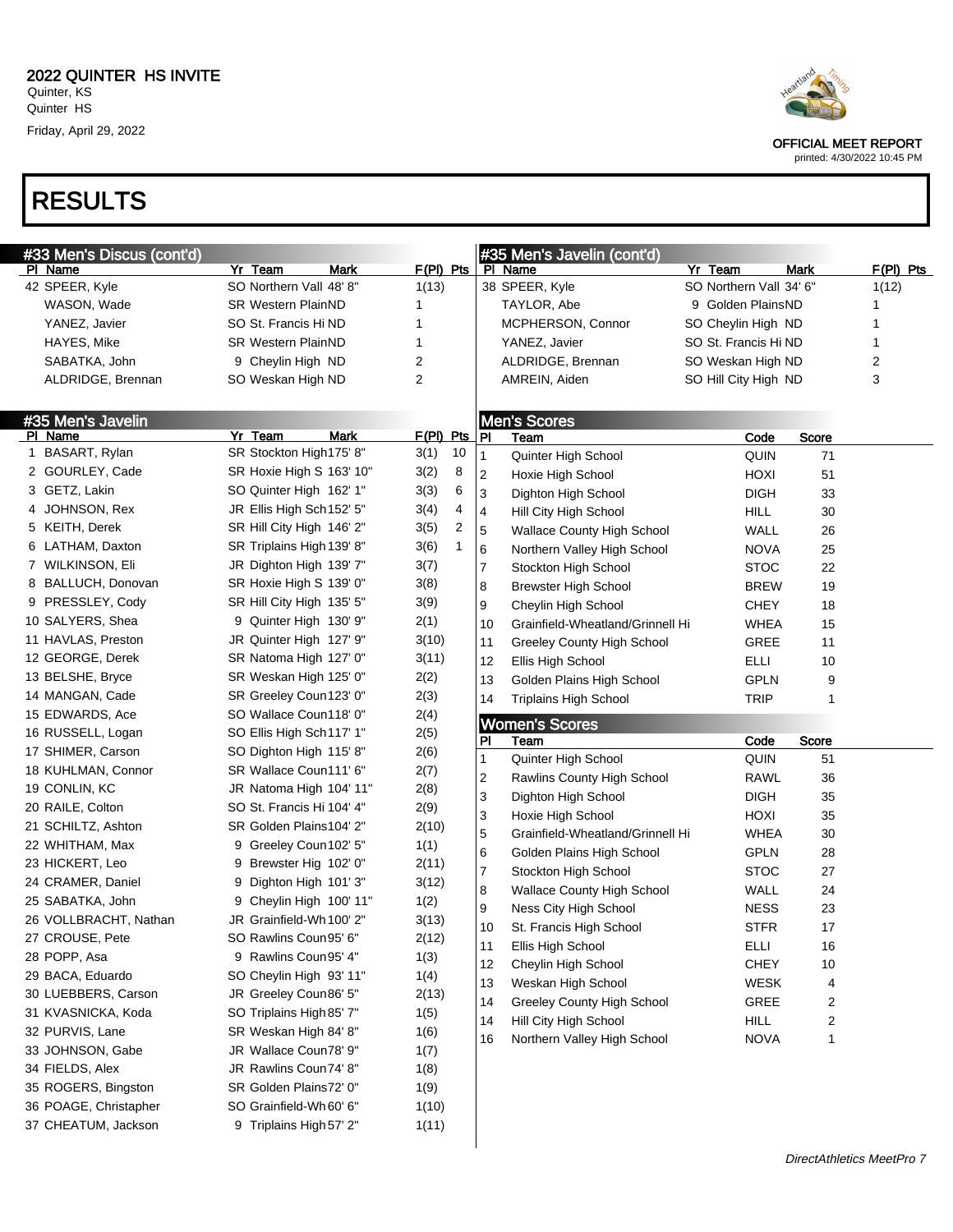# 2022 QUINTER HS INVITE

Quinter, KS
Quinter HS
Friday, April 29, 2022

OFFICIAL MEET REPORT
printed: 4/30/2022 10:45 PM

# RESULTS

## #33 Men's Discus (cont'd)

| Pl | Name | Yr | Team | Mark | F(Pl) | Pts |
|---|---|---|---|---|---|---|
| 42 | SPEER, Kyle | SO | Northern Vall | 48' 8" | 1(13) | |
| | WASON, Wade | SR | Western Plain | ND | 1 | |
| | YANEZ, Javier | SO | St. Francis Hi | ND | 1 | |
| | HAYES, Mike | SR | Western Plain | ND | 1 | |
| | SABATKA, John | 9 | Cheylin High | ND | 2 | |
| | ALDRIDGE, Brennan | SO | Weskan High | ND | 2 | |

## #35 Men's Javelin

| Pl | Name | Yr | Team | Mark | F(Pl) | Pts |
|---|---|---|---|---|---|---|
| 1 | BASART, Rylan | SR | Stockton High | 175' 8" | 3(1) | 10 |
| 2 | GOURLEY, Cade | SR | Hoxie High S | 163' 10" | 3(2) | 8 |
| 3 | GETZ, Lakin | SO | Quinter High | 162' 1" | 3(3) | 6 |
| 4 | JOHNSON, Rex | JR | Ellis High Sch | 152' 5" | 3(4) | 4 |
| 5 | KEITH, Derek | SR | Hill City High | 146' 2" | 3(5) | 2 |
| 6 | LATHAM, Daxton | SR | Triplains High | 139' 8" | 3(6) | 1 |
| 7 | WILKINSON, Eli | JR | Dighton High | 139' 7" | 3(7) | |
| 8 | BALLUCH, Donovan | SR | Hoxie High S | 139' 0" | 3(8) | |
| 9 | PRESSLEY, Cody | SR | Hill City High | 135' 5" | 3(9) | |
| 10 | SALYERS, Shea | 9 | Quinter High | 130' 9" | 2(1) | |
| 11 | HAVLAS, Preston | JR | Quinter High | 127' 9" | 3(10) | |
| 12 | GEORGE, Derek | SR | Natoma High | 127' 0" | 3(11) | |
| 13 | BELSHE, Bryce | SR | Weskan High | 125' 0" | 2(2) | |
| 14 | MANGAN, Cade | SR | Greeley Coun | 123' 0" | 2(3) | |
| 15 | EDWARDS, Ace | SO | Wallace Coun | 118' 0" | 2(4) | |
| 16 | RUSSELL, Logan | SO | Ellis High Sch | 117' 1" | 2(5) | |
| 17 | SHIMER, Carson | SO | Dighton High | 115' 8" | 2(6) | |
| 18 | KUHLMAN, Connor | SR | Wallace Coun | 111' 6" | 2(7) | |
| 19 | CONLIN, KC | JR | Natoma High | 104' 11" | 2(8) | |
| 20 | RAILE, Colton | SO | St. Francis Hi | 104' 4" | 2(9) | |
| 21 | SCHILTZ, Ashton | SR | Golden Plains | 104' 2" | 2(10) | |
| 22 | WHITHAM, Max | 9 | Greeley Coun | 102' 5" | 1(1) | |
| 23 | HICKERT, Leo | 9 | Brewster Hig | 102' 0" | 2(11) | |
| 24 | CRAMER, Daniel | 9 | Dighton High | 101' 3" | 3(12) | |
| 25 | SABATKA, John | 9 | Cheylin High | 100' 11" | 1(2) | |
| 26 | VOLLBRACHT, Nathan | JR | Grainfield-Wh | 100' 2" | 3(13) | |
| 27 | CROUSE, Pete | SO | Rawlins Coun | 95' 6" | 2(12) | |
| 28 | POPP, Asa | 9 | Rawlins Coun | 95' 4" | 1(3) | |
| 29 | BACA, Eduardo | SO | Cheylin High | 93' 11" | 1(4) | |
| 30 | LUEBBERS, Carson | JR | Greeley Coun | 86' 5" | 2(13) | |
| 31 | KVASNICKA, Koda | SO | Triplains High | 85' 7" | 1(5) | |
| 32 | PURVIS, Lane | SR | Weskan High | 84' 8" | 1(6) | |
| 33 | JOHNSON, Gabe | JR | Wallace Coun | 78' 9" | 1(7) | |
| 34 | FIELDS, Alex | JR | Rawlins Coun | 74' 8" | 1(8) | |
| 35 | ROGERS, Bingston | SR | Golden Plains | 72' 0" | 1(9) | |
| 36 | POAGE, Christapher | SO | Grainfield-Wh | 60' 6" | 1(10) | |
| 37 | CHEATUM, Jackson | 9 | Triplains High | 57' 2" | 1(11) | |
| 38 | SPEER, Kyle | SO | Northern Vall | 34' 6" | 1(12) | |
| | TAYLOR, Abe | 9 | Golden Plains | ND | 1 | |
| | MCPHERSON, Connor | SO | Cheylin High | ND | 1 | |
| | YANEZ, Javier | SO | St. Francis Hi | ND | 1 | |
| | ALDRIDGE, Brennan | SO | Weskan High | ND | 2 | |
| | AMREIN, Aiden | SO | Hill City High | ND | 3 | |

## Men's Scores

| Pl | Team | Code | Score |
|---|---|---|---|
| 1 | Quinter High School | QUIN | 71 |
| 2 | Hoxie High School | HOXI | 51 |
| 3 | Dighton High School | DIGH | 33 |
| 4 | Hill City High School | HILL | 30 |
| 5 | Wallace County High School | WALL | 26 |
| 6 | Northern Valley High School | NOVA | 25 |
| 7 | Stockton High School | STOC | 22 |
| 8 | Brewster High School | BREW | 19 |
| 9 | Cheylin High School | CHEY | 18 |
| 10 | Grainfield-Wheatland/Grinnell Hi | WHEA | 15 |
| 11 | Greeley County High School | GREE | 11 |
| 12 | Ellis High School | ELLI | 10 |
| 13 | Golden Plains High School | GPLN | 9 |
| 14 | Triplains High School | TRIP | 1 |

## Women's Scores

| Pl | Team | Code | Score |
|---|---|---|---|
| 1 | Quinter High School | QUIN | 51 |
| 2 | Rawlins County High School | RAWL | 36 |
| 3 | Dighton High School | DIGH | 35 |
| 3 | Hoxie High School | HOXI | 35 |
| 5 | Grainfield-Wheatland/Grinnell Hi | WHEA | 30 |
| 6 | Golden Plains High School | GPLN | 28 |
| 7 | Stockton High School | STOC | 27 |
| 8 | Wallace County High School | WALL | 24 |
| 9 | Ness City High School | NESS | 23 |
| 10 | St. Francis High School | STFR | 17 |
| 11 | Ellis High School | ELLI | 16 |
| 12 | Cheylin High School | CHEY | 10 |
| 13 | Weskan High School | WESK | 4 |
| 14 | Greeley County High School | GREE | 2 |
| 14 | Hill City High School | HILL | 2 |
| 16 | Northern Valley High School | NOVA | 1 |

DirectAthletics MeetPro 7